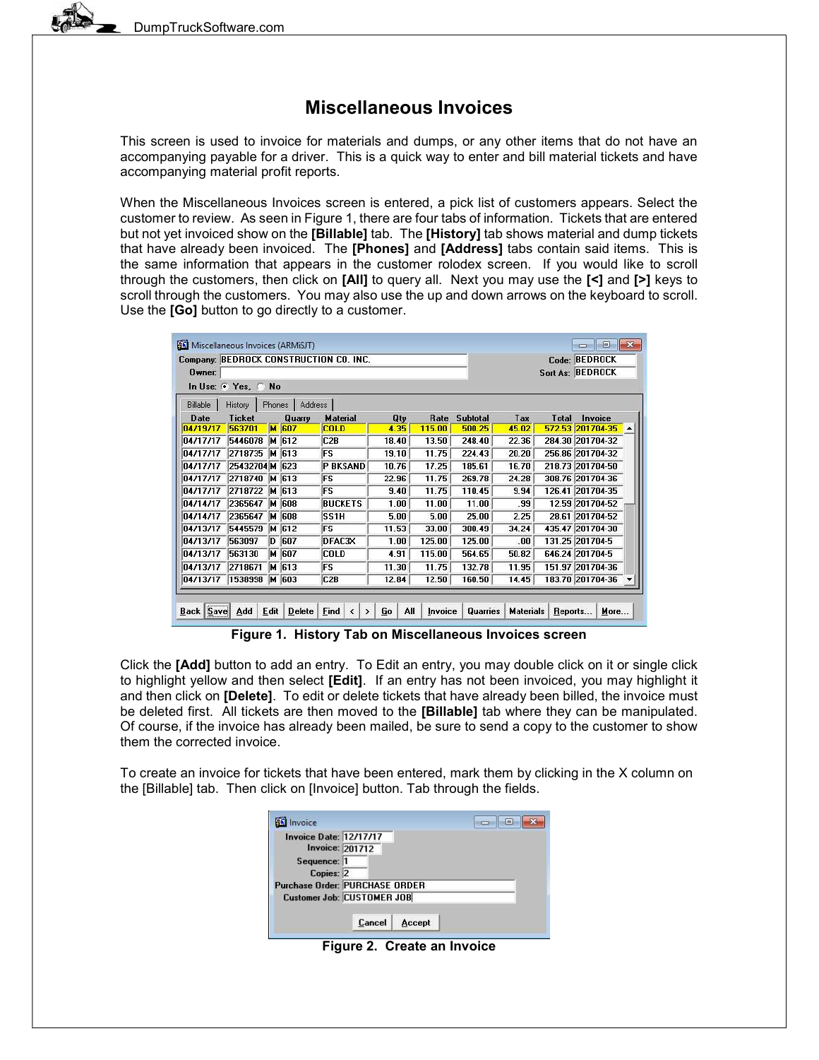# Miscellaneous Invoices

This screen is used to invoice for materials and dumps, or any other items that do not have an accompanying payable for a driver. This is a quick way to enter and bill material tickets and have accompanying material profit reports.

When the Miscellaneous Invoices screen is entered, a pick list of customers appears. Select the customer to review. As seen in Figure 1, there are four tabs of information. Tickets that are entered but not yet invoiced show on the **[Billable]** tab. The **[History]** tab shows material and dump tickets that have already been invoiced. The **[Phones]** and **[Address]** tabs contain said items. This is the same information that appears in the customer rolodex screen. If you would like to scroll through the customers, then click on **[All]** to query all. Next you may use the **[<]** and **[>]** keys to scroll through the customers. You may also use the up and down arrows on the keyboard to scroll. Use the **[Go]** button to go directly to a customer.

**Figure 1. History Tab on Miscellaneous Invoices screen**

Click the **[Add]** button to add an entry. To Edit an entry, you may double click on it or single click to highlight yellow and then select **[Edit]**. If an entry has not been invoiced, you may highlight it and then click on **[Delete]**. To edit or delete tickets that have already been billed, the invoice must be deleted first. All tickets are then moved to the **[Billable]** tab where they can be manipulated. Of course, if the invoice has already been mailed, be sure to send a copy to the customer to show them the corrected invoice.

To create an invoice for tickets that have been entered, mark them by clicking in the X column on the [Billable] tab. Then click on [Invoice] button. Tab through the fields.

**Figure 2. Create an Invoice**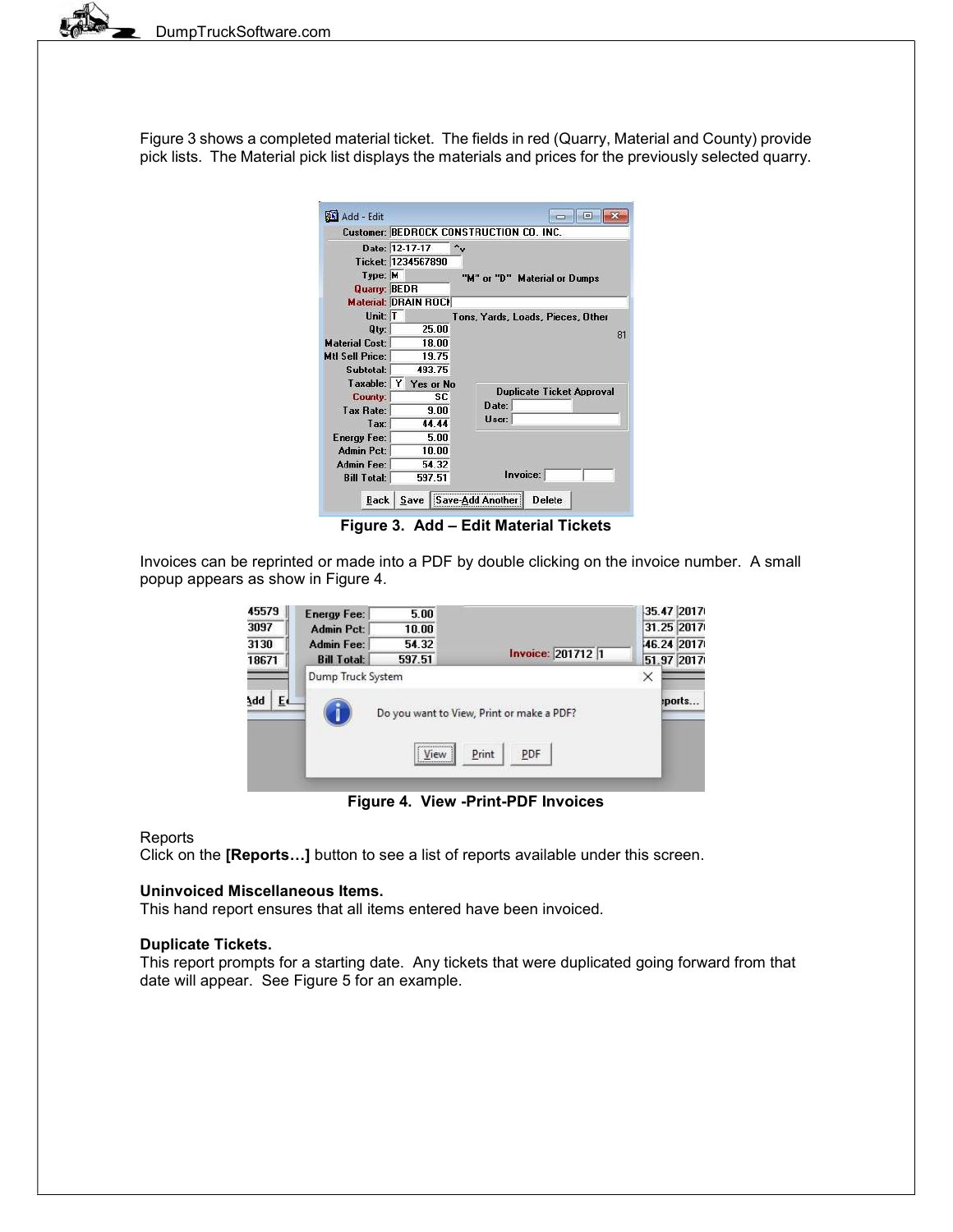Figure 3 shows a completed material ticket. The fields in red (Quarry, Material and County) provide pick lists. The Material pick list displays the materials and prices for the previously selected quarry.

**Figure 3. Add – Edit Material Tickets**

Invoices can be reprinted or made into a PDF by double clicking on the invoice number. A small popup appears as show in Figure 4.

**Figure 4. View -Print-PDF Invoices**

Reports
Click on the **[Reports…]** button to see a list of reports available under this screen.

**Uninvoiced Miscellaneous Items.**
This hand report ensures that all items entered have been invoiced.

**Duplicate Tickets.**
This report prompts for a starting date. Any tickets that were duplicated going forward from that date will appear. See Figure 5 for an example.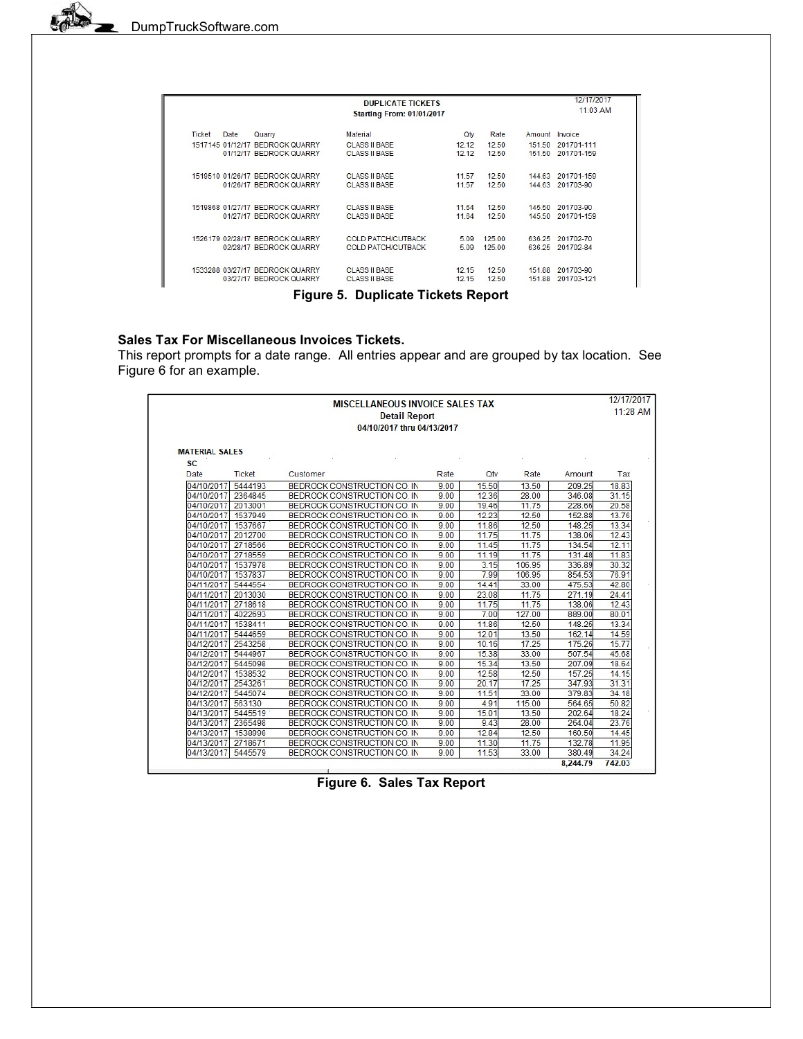**DUPLICATE TICKETS**
**Starting From: 01/01/2017**

12/17/2017
11:03 AM

| Ticket | Date | Quarry | Material | Qty | Rate | Amount | Invoice |
|---|---|---|---|---|---|---|---|
| 1517145 | 01/12/17 | BEDROCK QUARRY | CLASS II BASE | 12.12 | 12.50 | 151.50 | 201701-111 |
| | 01/12/17 | BEDROCK QUARRY | CLASS II BASE | 12.12 | 12.50 | 151.50 | 201701-159 |
| 1519510 | 01/26/17 | BEDROCK QUARRY | CLASS II BASE | 11.57 | 12.50 | 144.63 | 201701-159 |
| | 01/26/17 | BEDROCK QUARRY | CLASS II BASE | 11.57 | 12.50 | 144.63 | 201703-90 |
| 1519868 | 01/27/17 | BEDROCK QUARRY | CLASS II BASE | 11.64 | 12.50 | 145.50 | 201703-90 |
| | 01/27/17 | BEDROCK QUARRY | CLASS II BASE | 11.64 | 12.50 | 145.50 | 201701-159 |
| 1526179 | 02/28/17 | BEDROCK QUARRY | COLD PATCH/CUTBACK | 5.09 | 125.00 | 636.25 | 201702-70 |
| | 02/28/17 | BEDROCK QUARRY | COLD PATCH/CUTBACK | 5.09 | 125.00 | 636.25 | 201702-84 |
| 1533288 | 03/27/17 | BEDROCK QUARRY | CLASS II BASE | 12.15 | 12.50 | 151.88 | 201703-90 |
| | 03/27/17 | BEDROCK QUARRY | CLASS II BASE | 12.15 | 12.50 | 151.88 | 201703-121 |

**Figure 5. Duplicate Tickets Report**

**Sales Tax For Miscellaneous Invoices Tickets.**
This report prompts for a date range. All entries appear and are grouped by tax location. See Figure 6 for an example.

**MISCELLANEOUS INVOICE SALES TAX**
**Detail Report**
**04/10/2017 thru 04/13/2017**

12/17/2017
11:28 AM

**MATERIAL SALES**

**SC**

| Date | Ticket | Customer | Rate | Qty | Rate | Amount | Tax |
|---|---|---|---|---|---|---|---|
| 04/10/2017 | 5444193 | BEDROCK CONSTRUCTION CO. IN | 9.00 | 15.50 | 13.50 | 209.25 | 18.83 |
| 04/10/2017 | 2364845 | BEDROCK CONSTRUCTION CO. IN | 9.00 | 12.36 | 28.00 | 346.08 | 31.15 |
| 04/10/2017 | 2013001 | BEDROCK CONSTRUCTION CO. IN | 9.00 | 19.46 | 11.75 | 228.66 | 20.58 |
| 04/10/2017 | 1537949 | BEDROCK CONSTRUCTION CO. IN | 9.00 | 12.23 | 12.50 | 152.88 | 13.76 |
| 04/10/2017 | 1537667 | BEDROCK CONSTRUCTION CO. IN | 9.00 | 11.86 | 12.50 | 148.25 | 13.34 |
| 04/10/2017 | 2012700 | BEDROCK CONSTRUCTION CO. IN | 9.00 | 11.75 | 11.75 | 138.06 | 12.43 |
| 04/10/2017 | 2718566 | BEDROCK CONSTRUCTION CO. IN | 9.00 | 11.45 | 11.75 | 134.54 | 12.11 |
| 04/10/2017 | 2718559 | BEDROCK CONSTRUCTION CO. IN | 9.00 | 11.19 | 11.75 | 131.48 | 11.83 |
| 04/10/2017 | 1537978 | BEDROCK CONSTRUCTION CO. IN | 9.00 | 3.15 | 106.95 | 336.89 | 30.32 |
| 04/10/2017 | 1537837 | BEDROCK CONSTRUCTION CO. IN | 9.00 | 7.99 | 106.95 | 854.53 | 76.91 |
| 04/11/2017 | 5444554 | BEDROCK CONSTRUCTION CO. IN | 9.00 | 14.41 | 33.00 | 475.53 | 42.80 |
| 04/11/2017 | 2013030 | BEDROCK CONSTRUCTION CO. IN | 9.00 | 23.08 | 11.75 | 271.19 | 24.41 |
| 04/11/2017 | 2718618 | BEDROCK CONSTRUCTION CO. IN | 9.00 | 11.75 | 11.75 | 138.06 | 12.43 |
| 04/11/2017 | 4022693 | BEDROCK CONSTRUCTION CO. IN | 9.00 | 7.00 | 127.00 | 889.00 | 80.01 |
| 04/11/2017 | 1538411 | BEDROCK CONSTRUCTION CO. IN | 9.00 | 11.86 | 12.50 | 148.25 | 13.34 |
| 04/11/2017 | 5444659 | BEDROCK CONSTRUCTION CO. IN | 9.00 | 12.01 | 13.50 | 162.14 | 14.59 |
| 04/12/2017 | 2543258 | BEDROCK CONSTRUCTION CO. IN | 9.00 | 10.16 | 17.25 | 175.26 | 15.77 |
| 04/12/2017 | 5444967 | BEDROCK CONSTRUCTION CO. IN | 9.00 | 15.38 | 33.00 | 507.54 | 45.68 |
| 04/12/2017 | 5445098 | BEDROCK CONSTRUCTION CO. IN | 9.00 | 15.34 | 13.50 | 207.09 | 18.64 |
| 04/12/2017 | 1538532 | BEDROCK CONSTRUCTION CO. IN | 9.00 | 12.58 | 12.50 | 157.25 | 14.15 |
| 04/12/2017 | 2543261 | BEDROCK CONSTRUCTION CO. IN | 9.00 | 20.17 | 17.25 | 347.93 | 31.31 |
| 04/12/2017 | 5445074 | BEDROCK CONSTRUCTION CO. IN | 9.00 | 11.51 | 33.00 | 379.83 | 34.18 |
| 04/13/2017 | 563130 | BEDROCK CONSTRUCTION CO. IN | 9.00 | 4.91 | 115.00 | 564.65 | 50.82 |
| 04/13/2017 | 5445519 | BEDROCK CONSTRUCTION CO. IN | 9.00 | 15.01 | 13.50 | 202.64 | 18.24 |
| 04/13/2017 | 2365498 | BEDROCK CONSTRUCTION CO. IN | 9.00 | 9.43 | 28.00 | 264.04 | 23.76 |
| 04/13/2017 | 1538998 | BEDROCK CONSTRUCTION CO. IN | 9.00 | 12.84 | 12.50 | 160.50 | 14.45 |
| 04/13/2017 | 2718671 | BEDROCK CONSTRUCTION CO. IN | 9.00 | 11.30 | 11.75 | 132.78 | 11.95 |
| 04/13/2017 | 5445579 | BEDROCK CONSTRUCTION CO. IN | 9.00 | 11.53 | 33.00 | 380.49 | 34.24 |
| | | | | | | **8,244.79** | **742.03** |

**Figure 6. Sales Tax Report**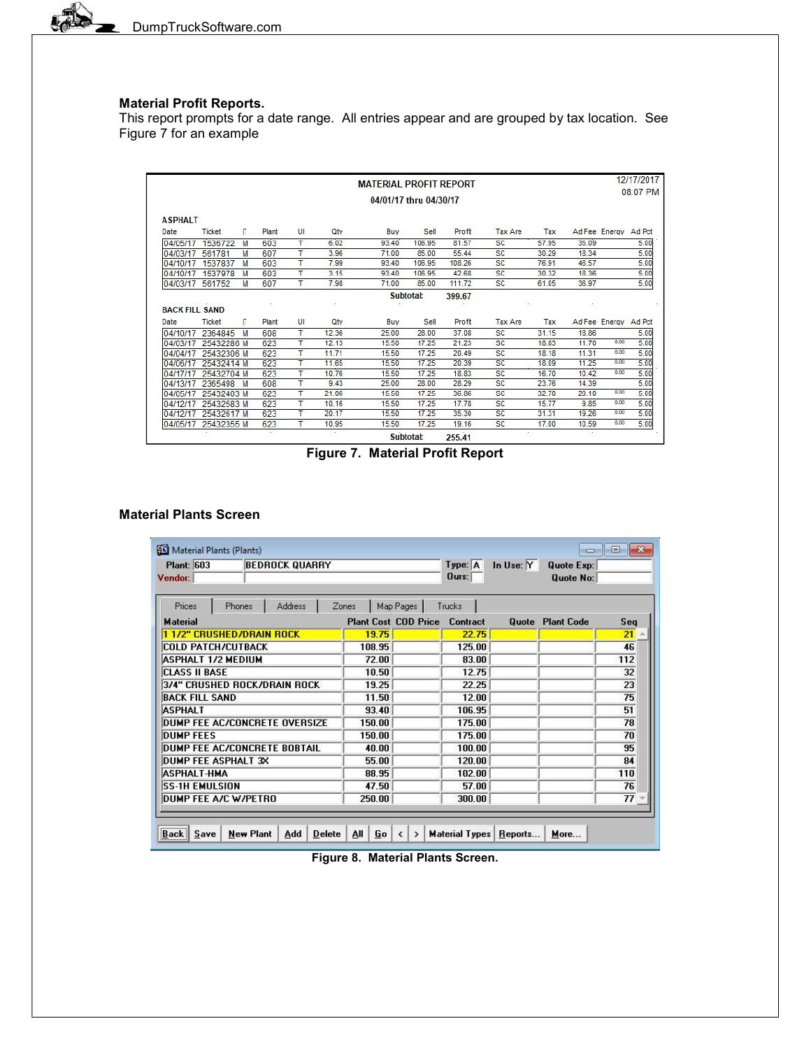### Material Profit Reports.

This report prompts for a date range. All entries appear and are grouped by tax location. See Figure 7 for an example

**MATERIAL PROFIT REPORT**

04/01/17 thru 04/30/17

12/17/2017 08:07 PM

**ASPHALT**

| Date | Ticket | T | Plant | UI | Qty | Buy | Sell | Profit | Tax Are | Tax | Ad Fee | Energy | Ad Pct |
|---|---|---|---|---|---|---|---|---|---|---|---|---|---|
| 04/05/17 | 1536722 | M | 603 | T | 6.02 | 93.40 | 106.95 | 81.57 | SC | 57.95 | 35.09 | | 5.00 |
| 04/03/17 | 561781 | M | 607 | T | 3.96 | 71.00 | 85.00 | 55.44 | SC | 30.29 | 18.34 | | 5.00 |
| 04/10/17 | 1537837 | M | 603 | T | 7.99 | 93.40 | 106.95 | 108.26 | SC | 76.91 | 46.57 | | 5.00 |
| 04/10/17 | 1537978 | M | 603 | T | 3.15 | 93.40 | 106.95 | 42.68 | SC | 30.32 | 18.36 | | 5.00 |
| 04/03/17 | 561752 | M | 607 | T | 7.98 | 71.00 | 85.00 | 111.72 | SC | 61.05 | 36.97 | | 5.00 |
| | | | | | | | Subtotal: | 399.67 | | | | | |

**BACK FILL SAND**

| Date | Ticket | T | Plant | UI | Qty | Buy | Sell | Profit | Tax Are | Tax | Ad Fee | Energy | Ad Pct |
|---|---|---|---|---|---|---|---|---|---|---|---|---|---|
| 04/10/17 | 2364845 | M | 608 | T | 12.36 | 25.00 | 28.00 | 37.08 | SC | 31.15 | 18.86 | | 5.00 |
| 04/03/17 | 25432286 | M | 623 | T | 12.13 | 15.50 | 17.25 | 21.23 | SC | 18.63 | 11.70 | 6.00 | 5.00 |
| 04/04/17 | 25432306 | M | 623 | T | 11.71 | 15.50 | 17.25 | 20.49 | SC | 18.18 | 11.31 | 6.00 | 5.00 |
| 04/06/17 | 25432414 | M | 623 | T | 11.65 | 15.50 | 17.25 | 20.39 | SC | 18.09 | 11.25 | 6.00 | 5.00 |
| 04/17/17 | 25432704 | M | 623 | T | 10.76 | 15.50 | 17.25 | 18.83 | SC | 16.70 | 10.42 | 6.00 | 5.00 |
| 04/13/17 | 2365498 | M | 608 | T | 9.43 | 25.00 | 28.00 | 28.29 | SC | 23.76 | 14.39 | | 5.00 |
| 04/05/17 | 25432403 | M | 623 | T | 21.06 | 15.50 | 17.25 | 36.86 | SC | 32.70 | 20.10 | 6.00 | 5.00 |
| 04/12/17 | 25432583 | M | 623 | T | 10.16 | 15.50 | 17.25 | 17.78 | SC | 15.77 | 9.85 | 6.00 | 5.00 |
| 04/12/17 | 25432617 | M | 623 | T | 20.17 | 15.50 | 17.25 | 35.30 | SC | 31.31 | 19.26 | 6.00 | 5.00 |
| 04/05/17 | 25432355 | M | 623 | T | 10.95 | 15.50 | 17.25 | 19.16 | SC | 17.00 | 10.59 | 6.00 | 5.00 |
| | | | | | | | Subtotal: | 255.41 | | | | | |

**Figure 7. Material Profit Report**

### Material Plants Screen

Material Plants (Plants)

Plant: 603 BEDROCK QUARRY Type: A In Use: Y Quote Exp:

Vendor: Ours: Quote No:

Prices | Phones | Address | Zones | Map Pages | Trucks

| Material | Plant Cost | COD Price | Contract | Quote | Plant Code | Seq |
|---|---|---|---|---|---|---|
| 1 1/2" CRUSHED/DRAIN ROCK | 19.75 | | 22.75 | | | 21 |
| COLD PATCH/CUTBACK | 108.95 | | 125.00 | | | 46 |
| ASPHALT 1/2 MEDIUM | 72.00 | | 83.00 | | | 112 |
| CLASS II BASE | 10.50 | | 12.75 | | | 32 |
| 3/4" CRUSHED ROCK/DRAIN ROCK | 19.25 | | 22.25 | | | 23 |
| BACK FILL SAND | 11.50 | | 12.00 | | | 75 |
| ASPHALT | 93.40 | | 106.95 | | | 51 |
| DUMP FEE AC/CONCRETE OVERSIZE | 150.00 | | 175.00 | | | 78 |
| DUMP FEES | 150.00 | | 175.00 | | | 70 |
| DUMP FEE AC/CONCRETE BOBTAIL | 40.00 | | 100.00 | | | 95 |
| DUMP FEE ASPHALT 3X | 55.00 | | 120.00 | | | 84 |
| ASPHALT-HMA | 88.95 | | 102.00 | | | 110 |
| SS-1H EMULSION | 47.50 | | 57.00 | | | 76 |
| DUMP FEE A/C W/PETRO | 250.00 | | 300.00 | | | 77 |

Back | Save | New Plant | Add | Delete | All | Go | < | > | Material Types | Reports... | More...

**Figure 8. Material Plants Screen.**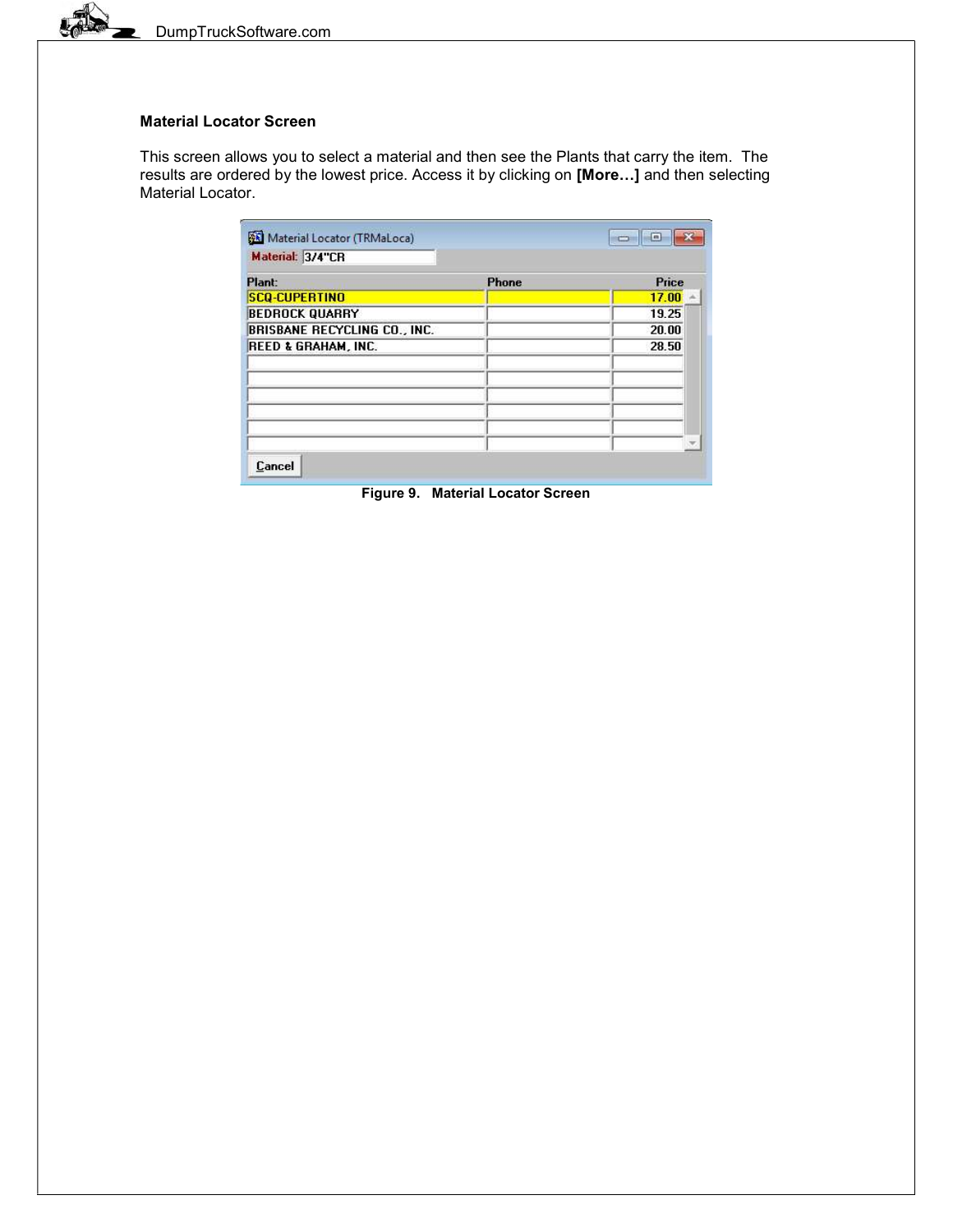### Material Locator Screen

This screen allows you to select a material and then see the Plants that carry the item. The results are ordered by the lowest price. Access it by clicking on **[More…]** and then selecting Material Locator.

Material Locator (TRMaLoca)

Material: 3/4"CR

| Plant: | Phone | Price |
|---|---|---|
| SCQ-CUPERTINO | | 17.00 |
| BEDROCK QUARRY | | 19.25 |
| BRISBANE RECYCLING CO., INC. | | 20.00 |
| REED & GRAHAM, INC. | | 28.50 |

Cancel

**Figure 9. Material Locator Screen**